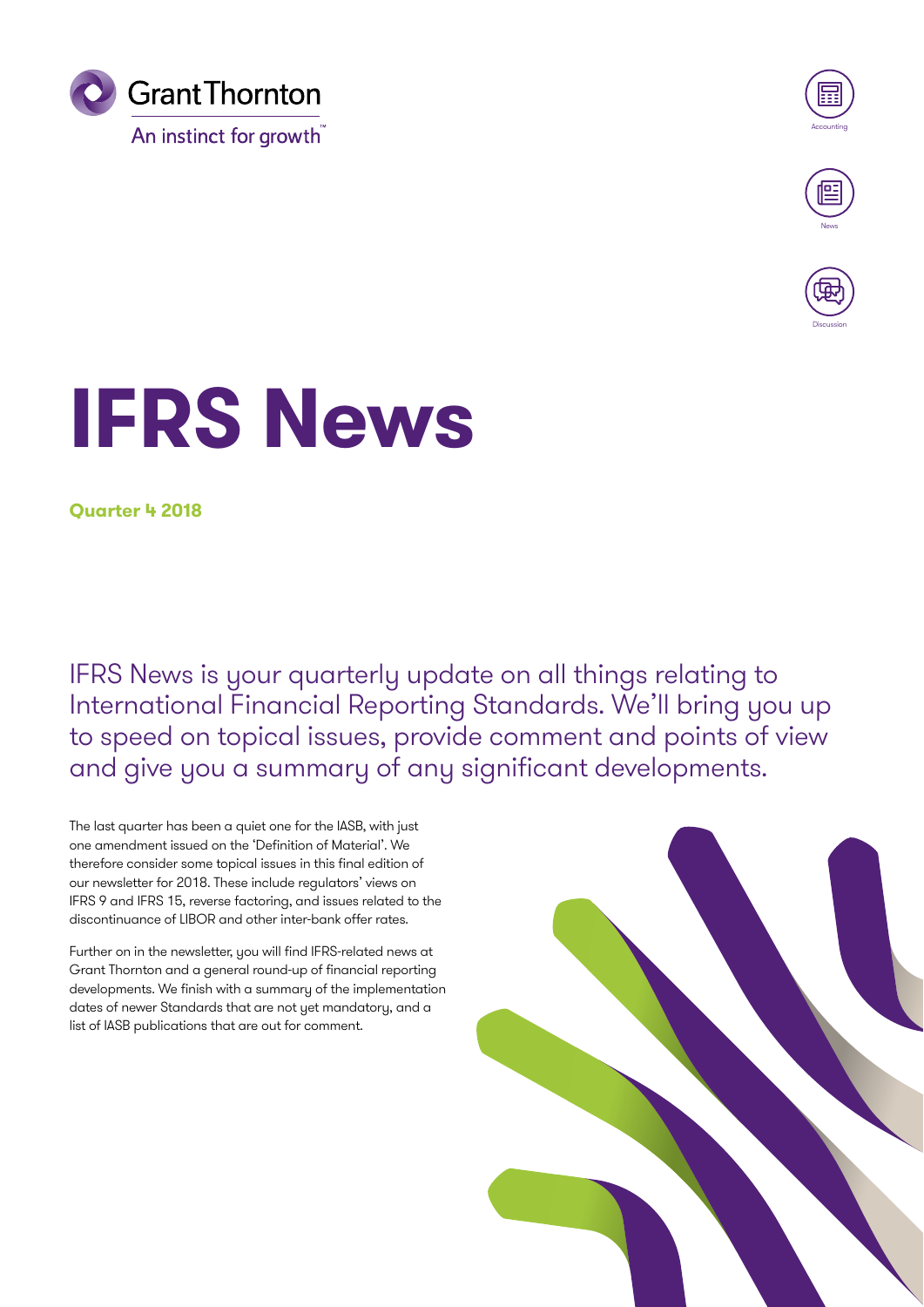Grant Thornton

An instinct for growth™

Accounting

News

Discussion

# IFRS News

**Quarter 4 2018**

IFRS News is your quarterly update on all things relating to International Financial Reporting Standards. We'll bring you up to speed on topical issues, provide comment and points of view and give you a summary of any significant developments.

The last quarter has been a quiet one for the IASB, with just one amendment issued on the 'Definition of Material'. We therefore consider some topical issues in this final edition of our newsletter for 2018. These include regulators' views on IFRS 9 and IFRS 15, reverse factoring, and issues related to the discontinuance of LIBOR and other inter-bank offer rates.

Further on in the newsletter, you will find IFRS-related news at Grant Thornton and a general round-up of financial reporting developments. We finish with a summary of the implementation dates of newer Standards that are not yet mandatory, and a list of IASB publications that are out for comment.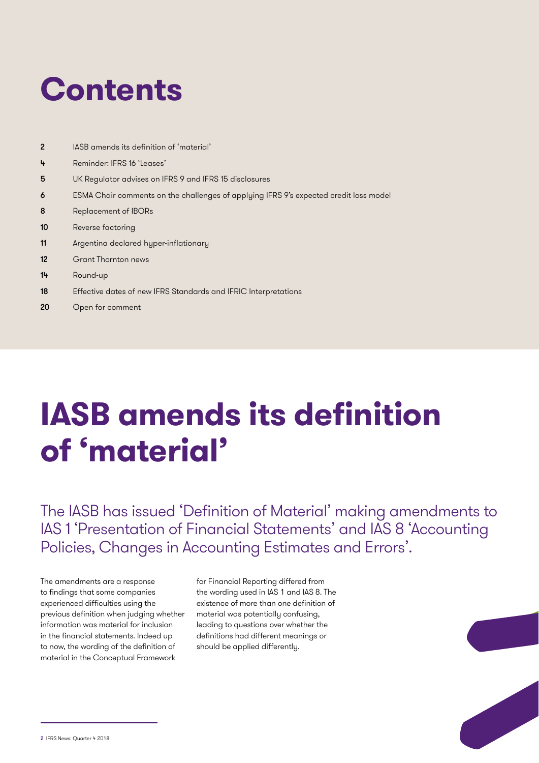# Contents

| | |
|---|---|
| 2 | IASB amends its definition of 'material' |
| 4 | Reminder: IFRS 16 'Leases' |
| 5 | UK Regulator advises on IFRS 9 and IFRS 15 disclosures |
| 6 | ESMA Chair comments on the challenges of applying IFRS 9's expected credit loss model |
| 8 | Replacement of IBORs |
| 10 | Reverse factoring |
| 11 | Argentina declared hyper-inflationary |
| 12 | Grant Thornton news |
| 14 | Round-up |
| 18 | Effective dates of new IFRS Standards and IFRIC Interpretations |
| 20 | Open for comment |

# IASB amends its definition of 'material'

The IASB has issued 'Definition of Material' making amendments to IAS 1 'Presentation of Financial Statements' and IAS 8 'Accounting Policies, Changes in Accounting Estimates and Errors'.

The amendments are a response to findings that some companies experienced difficulties using the previous definition when judging whether information was material for inclusion in the financial statements. Indeed up to now, the wording of the definition of material in the Conceptual Framework for Financial Reporting differed from the wording used in IAS 1 and IAS 8. The existence of more than one definition of material was potentially confusing, leading to questions over whether the definitions had different meanings or should be applied differently.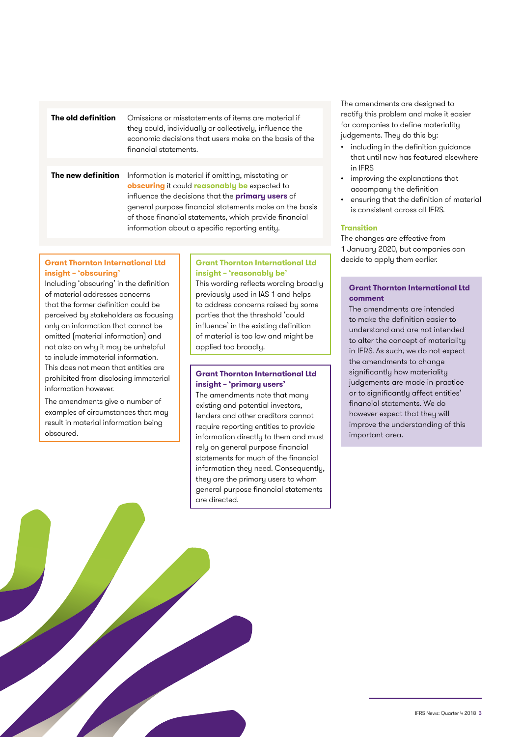| | |
|---|---|
| **The old definition** | Omissions or misstatements of items are material if they could, individually or collectively, influence the economic decisions that users make on the basis of the financial statements. |
| **The new definition** | Information is material if omitting, misstating or **obscuring** it could **reasonably be** expected to influence the decisions that the **primary users** of general purpose financial statements make on the basis of those financial statements, which provide financial information about a specific reporting entity. |

**Grant Thornton International Ltd insight – 'obscuring'**

Including 'obscuring' in the definition of material addresses concerns that the former definition could be perceived by stakeholders as focusing only on information that cannot be omitted (material information) and not also on why it may be unhelpful to include immaterial information. This does not mean that entities are prohibited from disclosing immaterial information however.

The amendments give a number of examples of circumstances that may result in material information being obscured.

**Grant Thornton International Ltd insight – 'reasonably be'**

This wording reflects wording broadly previously used in IAS 1 and helps to address concerns raised by some parties that the threshold 'could influence' in the existing definition of material is too low and might be applied too broadly.

**Grant Thornton International Ltd insight – 'primary users'**

The amendments note that many existing and potential investors, lenders and other creditors cannot require reporting entities to provide information directly to them and must rely on general purpose financial statements for much of the financial information they need. Consequently, they are the primary users to whom general purpose financial statements are directed.

The amendments are designed to rectify this problem and make it easier for companies to define materiality judgements. They do this by:

- including in the definition guidance that until now has featured elsewhere in IFRS
- improving the explanations that accompany the definition
- ensuring that the definition of material is consistent across all IFRS.

### Transition

The changes are effective from 1 January 2020, but companies can decide to apply them earlier.

**Grant Thornton International Ltd comment**

The amendments are intended to make the definition easier to understand and are not intended to alter the concept of materiality in IFRS. As such, we do not expect the amendments to change significantly how materiality judgements are made in practice or to significantly affect entities' financial statements. We do however expect that they will improve the understanding of this important area.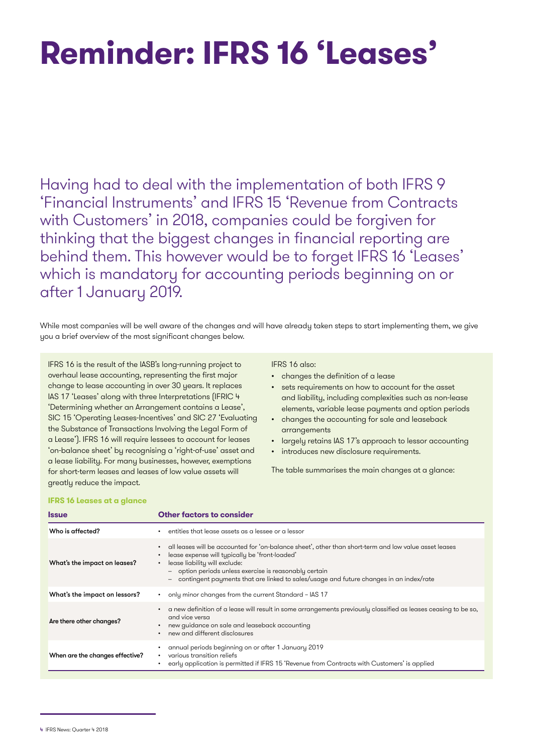# Reminder: IFRS 16 'Leases'

Having had to deal with the implementation of both IFRS 9 'Financial Instruments' and IFRS 15 'Revenue from Contracts with Customers' in 2018, companies could be forgiven for thinking that the biggest changes in financial reporting are behind them. This however would be to forget IFRS 16 'Leases' which is mandatory for accounting periods beginning on or after 1 January 2019.

While most companies will be well aware of the changes and will have already taken steps to start implementing them, we give you a brief overview of the most significant changes below.

IFRS 16 is the result of the IASB's long-running project to overhaul lease accounting, representing the first major change to lease accounting in over 30 years. It replaces IAS 17 'Leases' along with three Interpretations (IFRIC 4 'Determining whether an Arrangement contains a Lease', SIC 15 'Operating Leases-Incentives' and SIC 27 'Evaluating the Substance of Transactions Involving the Legal Form of a Lease'). IFRS 16 will require lessees to account for leases 'on-balance sheet' by recognising a 'right-of-use' asset and a lease liability. For many businesses, however, exemptions for short-term leases and leases of low value assets will greatly reduce the impact.

IFRS 16 also:

- changes the definition of a lease
- sets requirements on how to account for the asset and liability, including complexities such as non-lease elements, variable lease payments and option periods
- changes the accounting for sale and leaseback arrangements
- largely retains IAS 17's approach to lessor accounting
- introduces new disclosure requirements.

The table summarises the main changes at a glance:

**IFRS 16 Leases at a glance**

| Issue | Other factors to consider |
|---|---|
| Who is affected? | • entities that lease assets as a lessee or a lessor |
| What's the impact on leases? | • all leases will be accounted for 'on-balance sheet', other than short-term and low value asset leases<br>• lease expense will typically be 'front-loaded'<br>• lease liability will exclude:<br>– option periods unless exercise is reasonably certain<br>– contingent payments that are linked to sales/usage and future changes in an index/rate |
| What's the impact on lessors? | • only minor changes from the current Standard – IAS 17 |
| Are there other changes? | • a new definition of a lease will result in some arrangements previously classified as leases ceasing to be so, and vice versa<br>• new guidance on sale and leaseback accounting<br>• new and different disclosures |
| When are the changes effective? | • annual periods beginning on or after 1 January 2019<br>• various transition reliefs<br>• early application is permitted if IFRS 15 'Revenue from Contracts with Customers' is applied |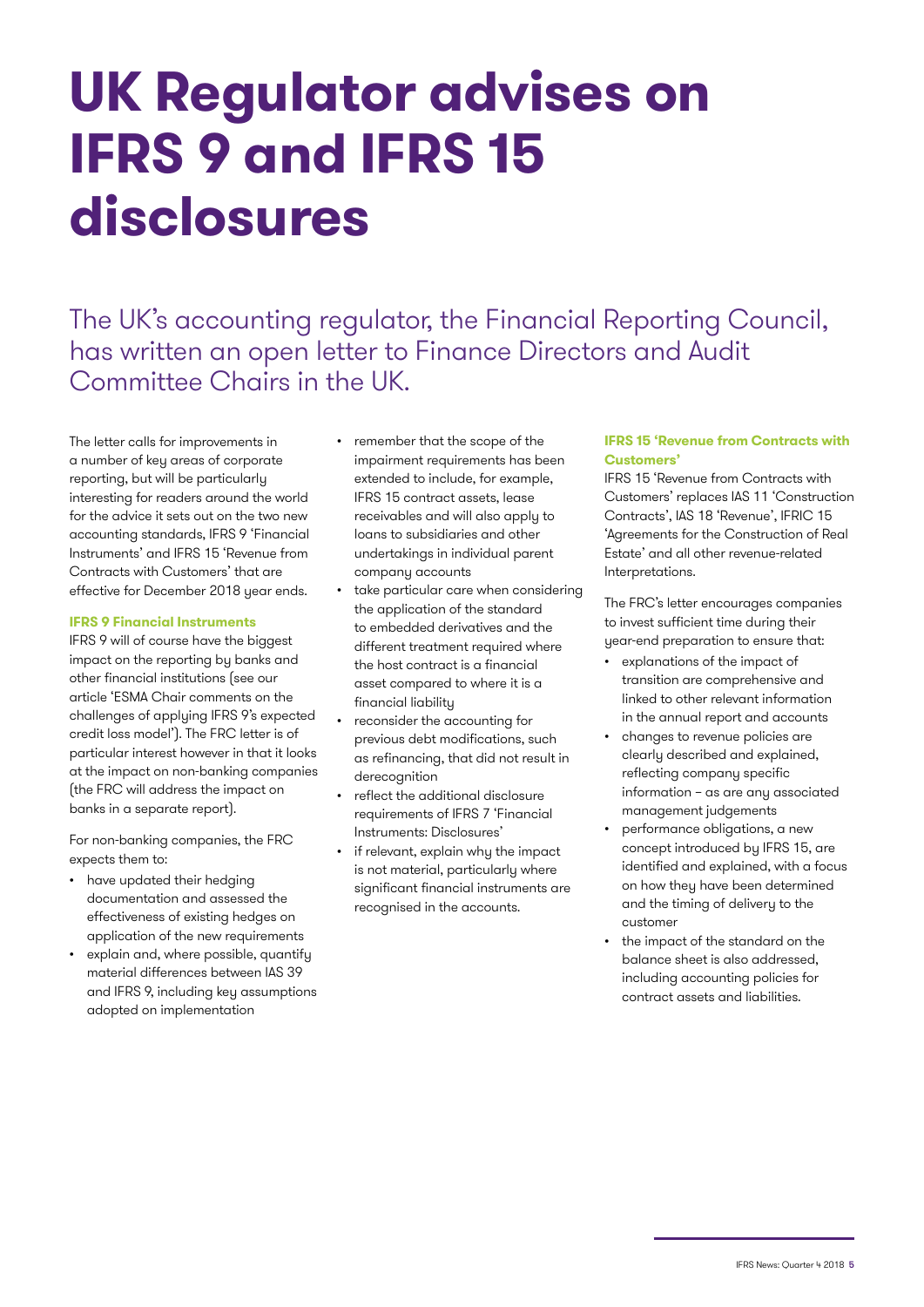# UK Regulator advises on IFRS 9 and IFRS 15 disclosures

The UK's accounting regulator, the Financial Reporting Council, has written an open letter to Finance Directors and Audit Committee Chairs in the UK.

The letter calls for improvements in a number of key areas of corporate reporting, but will be particularly interesting for readers around the world for the advice it sets out on the two new accounting standards, IFRS 9 'Financial Instruments' and IFRS 15 'Revenue from Contracts with Customers' that are effective for December 2018 year ends.

### IFRS 9 Financial Instruments

IFRS 9 will of course have the biggest impact on the reporting by banks and other financial institutions (see our article 'ESMA Chair comments on the challenges of applying IFRS 9's expected credit loss model'). The FRC letter is of particular interest however in that it looks at the impact on non-banking companies (the FRC will address the impact on banks in a separate report).

For non-banking companies, the FRC expects them to:

- have updated their hedging documentation and assessed the effectiveness of existing hedges on application of the new requirements
- explain and, where possible, quantify material differences between IAS 39 and IFRS 9, including key assumptions adopted on implementation
- remember that the scope of the impairment requirements has been extended to include, for example, IFRS 15 contract assets, lease receivables and will also apply to loans to subsidiaries and other undertakings in individual parent company accounts
- take particular care when considering the application of the standard to embedded derivatives and the different treatment required where the host contract is a financial asset compared to where it is a financial liability
- reconsider the accounting for previous debt modifications, such as refinancing, that did not result in derecognition
- reflect the additional disclosure requirements of IFRS 7 'Financial Instruments: Disclosures'
- if relevant, explain why the impact is not material, particularly where significant financial instruments are recognised in the accounts.

### IFRS 15 'Revenue from Contracts with Customers'

IFRS 15 'Revenue from Contracts with Customers' replaces IAS 11 'Construction Contracts', IAS 18 'Revenue', IFRIC 15 'Agreements for the Construction of Real Estate' and all other revenue-related Interpretations.

The FRC's letter encourages companies to invest sufficient time during their year-end preparation to ensure that:

- explanations of the impact of transition are comprehensive and linked to other relevant information in the annual report and accounts
- changes to revenue policies are clearly described and explained, reflecting company specific information – as are any associated management judgements
- performance obligations, a new concept introduced by IFRS 15, are identified and explained, with a focus on how they have been determined and the timing of delivery to the customer
- the impact of the standard on the balance sheet is also addressed, including accounting policies for contract assets and liabilities.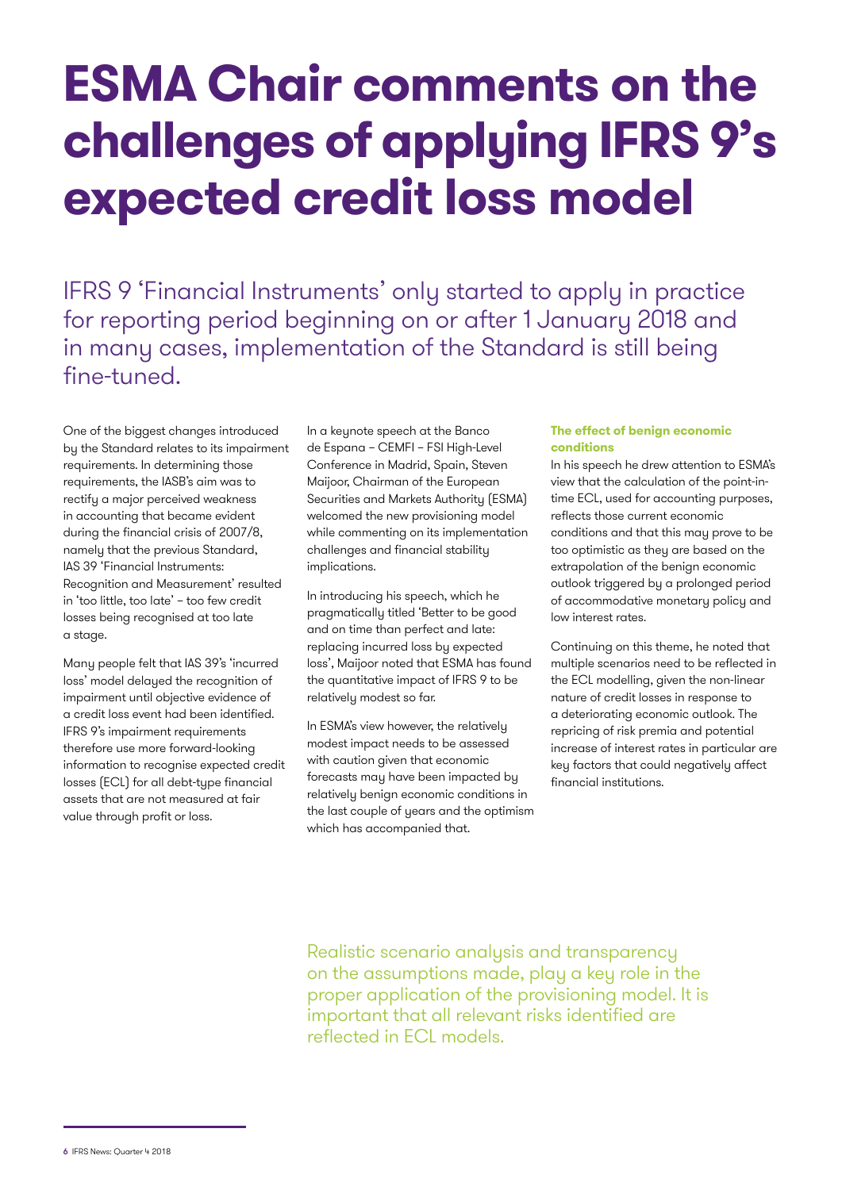# ESMA Chair comments on the challenges of applying IFRS 9's expected credit loss model

IFRS 9 'Financial Instruments' only started to apply in practice for reporting period beginning on or after 1 January 2018 and in many cases, implementation of the Standard is still being fine-tuned.

One of the biggest changes introduced by the Standard relates to its impairment requirements. In determining those requirements, the IASB's aim was to rectify a major perceived weakness in accounting that became evident during the financial crisis of 2007/8, namely that the previous Standard, IAS 39 'Financial Instruments: Recognition and Measurement' resulted in 'too little, too late' – too few credit losses being recognised at too late a stage.

Many people felt that IAS 39's 'incurred loss' model delayed the recognition of impairment until objective evidence of a credit loss event had been identified. IFRS 9's impairment requirements therefore use more forward-looking information to recognise expected credit losses (ECL) for all debt-type financial assets that are not measured at fair value through profit or loss.

In a keynote speech at the Banco de Espana – CEMFI – FSI High-Level Conference in Madrid, Spain, Steven Maijoor, Chairman of the European Securities and Markets Authority (ESMA) welcomed the new provisioning model while commenting on its implementation challenges and financial stability implications.

In introducing his speech, which he pragmatically titled 'Better to be good and on time than perfect and late: replacing incurred loss by expected loss', Maijoor noted that ESMA has found the quantitative impact of IFRS 9 to be relatively modest so far.

In ESMA's view however, the relatively modest impact needs to be assessed with caution given that economic forecasts may have been impacted by relatively benign economic conditions in the last couple of years and the optimism which has accompanied that.

### The effect of benign economic conditions

In his speech he drew attention to ESMA's view that the calculation of the point-in-time ECL, used for accounting purposes, reflects those current economic conditions and that this may prove to be too optimistic as they are based on the extrapolation of the benign economic outlook triggered by a prolonged period of accommodative monetary policy and low interest rates.

Continuing on this theme, he noted that multiple scenarios need to be reflected in the ECL modelling, given the non-linear nature of credit losses in response to a deteriorating economic outlook. The repricing of risk premia and potential increase of interest rates in particular are key factors that could negatively affect financial institutions.

> Realistic scenario analysis and transparency on the assumptions made, play a key role in the proper application of the provisioning model. It is important that all relevant risks identified are reflected in ECL models.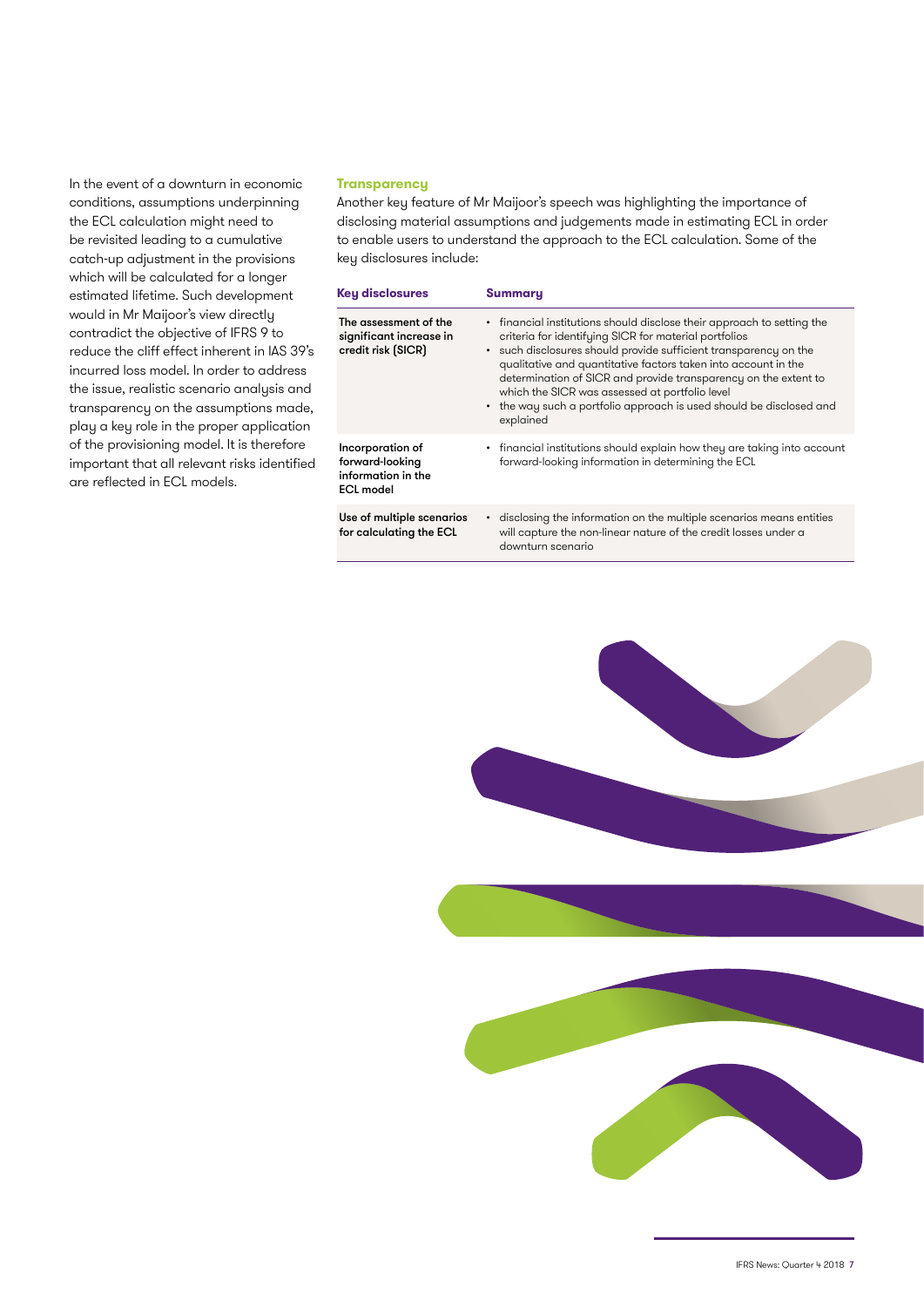In the event of a downturn in economic conditions, assumptions underpinning the ECL calculation might need to be revisited leading to a cumulative catch-up adjustment in the provisions which will be calculated for a longer estimated lifetime. Such development would in Mr Maijoor's view directly contradict the objective of IFRS 9 to reduce the cliff effect inherent in IAS 39's incurred loss model. In order to address the issue, realistic scenario analysis and transparency on the assumptions made, play a key role in the proper application of the provisioning model. It is therefore important that all relevant risks identified are reflected in ECL models.

### Transparency

Another key feature of Mr Maijoor's speech was highlighting the importance of disclosing material assumptions and judgements made in estimating ECL in order to enable users to understand the approach to the ECL calculation. Some of the key disclosures include:

| Key disclosures | Summary |
|---|---|
| The assessment of the significant increase in credit risk (SICR) | • financial institutions should disclose their approach to setting the criteria for identifying SICR for material portfolios<br>• such disclosures should provide sufficient transparency on the qualitative and quantitative factors taken into account in the determination of SICR and provide transparency on the extent to which the SICR was assessed at portfolio level<br>• the way such a portfolio approach is used should be disclosed and explained |
| Incorporation of forward-looking information in the ECL model | • financial institutions should explain how they are taking into account forward-looking information in determining the ECL |
| Use of multiple scenarios for calculating the ECL | • disclosing the information on the multiple scenarios means entities will capture the non-linear nature of the credit losses under a downturn scenario |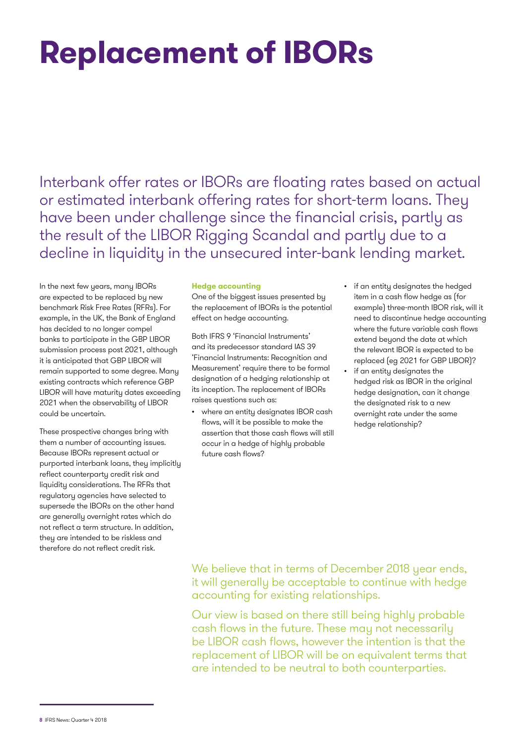# Replacement of IBORs

Interbank offer rates or IBORs are floating rates based on actual or estimated interbank offering rates for short-term loans. They have been under challenge since the financial crisis, partly as the result of the LIBOR Rigging Scandal and partly due to a decline in liquidity in the unsecured inter-bank lending market.

In the next few years, many IBORs are expected to be replaced by new benchmark Risk Free Rates (RFRs). For example, in the UK, the Bank of England has decided to no longer compel banks to participate in the GBP LIBOR submission process post 2021, although it is anticipated that GBP LIBOR will remain supported to some degree. Many existing contracts which reference GBP LIBOR will have maturity dates exceeding 2021 when the observability of LIBOR could be uncertain.

These prospective changes bring with them a number of accounting issues. Because IBORs represent actual or purported interbank loans, they implicitly reflect counterparty credit risk and liquidity considerations. The RFRs that regulatory agencies have selected to supersede the IBORs on the other hand are generally overnight rates which do not reflect a term structure. In addition, they are intended to be riskless and therefore do not reflect credit risk.

### Hedge accounting

One of the biggest issues presented by the replacement of IBORs is the potential effect on hedge accounting.

Both IFRS 9 'Financial Instruments' and its predecessor standard IAS 39 'Financial Instruments: Recognition and Measurement' require there to be formal designation of a hedging relationship at its inception. The replacement of IBORs raises questions such as:

- where an entity designates IBOR cash flows, will it be possible to make the assertion that those cash flows will still occur in a hedge of highly probable future cash flows?
- if an entity designates the hedged item in a cash flow hedge as (for example) three-month IBOR risk, will it need to discontinue hedge accounting where the future variable cash flows extend beyond the date at which the relevant IBOR is expected to be replaced (eg 2021 for GBP LIBOR)?
- if an entity designates the hedged risk as IBOR in the original hedge designation, can it change the designated risk to a new overnight rate under the same hedge relationship?

We believe that in terms of December 2018 year ends, it will generally be acceptable to continue with hedge accounting for existing relationships.

Our view is based on there still being highly probable cash flows in the future. These may not necessarily be LIBOR cash flows, however the intention is that the replacement of LIBOR will be on equivalent terms that are intended to be neutral to both counterparties.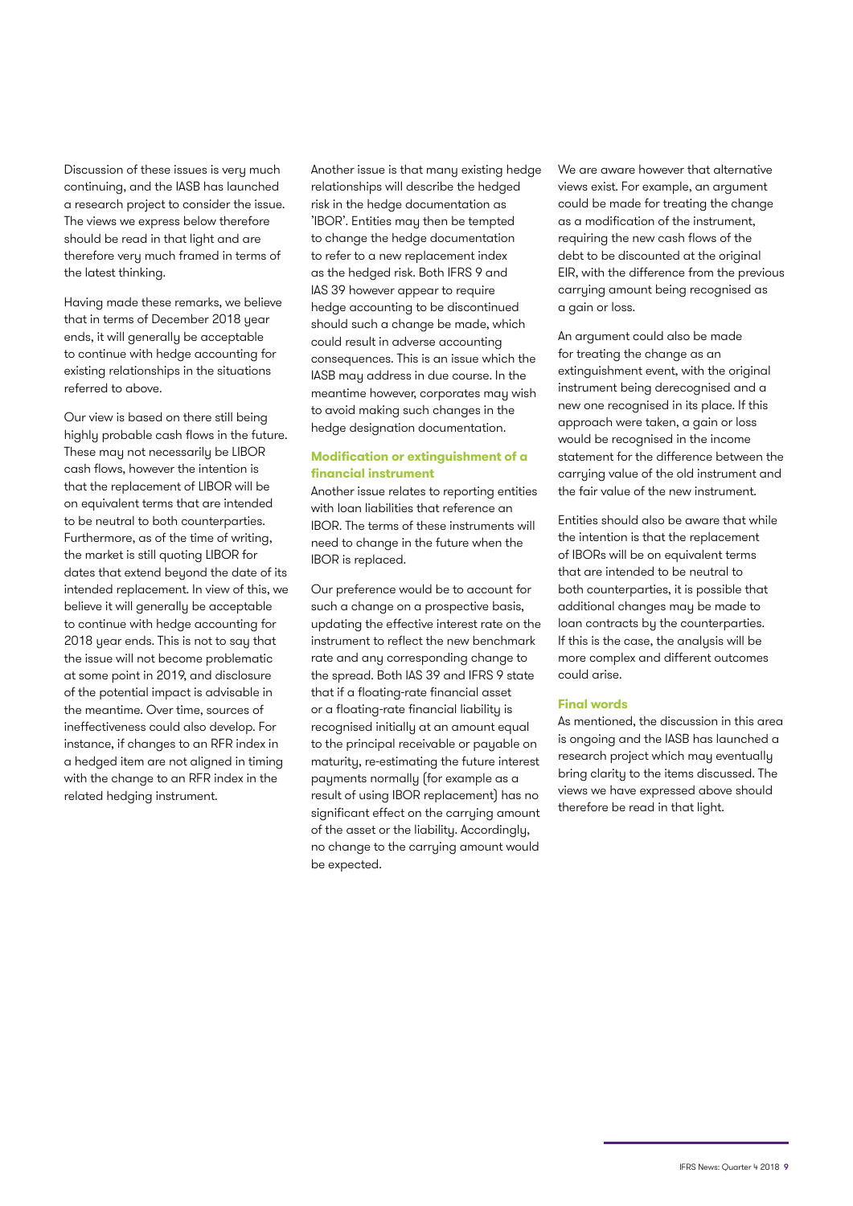Discussion of these issues is very much continuing, and the IASB has launched a research project to consider the issue. The views we express below therefore should be read in that light and are therefore very much framed in terms of the latest thinking.

Having made these remarks, we believe that in terms of December 2018 year ends, it will generally be acceptable to continue with hedge accounting for existing relationships in the situations referred to above.

Our view is based on there still being highly probable cash flows in the future. These may not necessarily be LIBOR cash flows, however the intention is that the replacement of LIBOR will be on equivalent terms that are intended to be neutral to both counterparties. Furthermore, as of the time of writing, the market is still quoting LIBOR for dates that extend beyond the date of its intended replacement. In view of this, we believe it will generally be acceptable to continue with hedge accounting for 2018 year ends. This is not to say that the issue will not become problematic at some point in 2019, and disclosure of the potential impact is advisable in the meantime. Over time, sources of ineffectiveness could also develop. For instance, if changes to an RFR index in a hedged item are not aligned in timing with the change to an RFR index in the related hedging instrument.

Another issue is that many existing hedge relationships will describe the hedged risk in the hedge documentation as 'IBOR'. Entities may then be tempted to change the hedge documentation to refer to a new replacement index as the hedged risk. Both IFRS 9 and IAS 39 however appear to require hedge accounting to be discontinued should such a change be made, which could result in adverse accounting consequences. This is an issue which the IASB may address in due course. In the meantime however, corporates may wish to avoid making such changes in the hedge designation documentation.

### Modification or extinguishment of a financial instrument

Another issue relates to reporting entities with loan liabilities that reference an IBOR. The terms of these instruments will need to change in the future when the IBOR is replaced.

Our preference would be to account for such a change on a prospective basis, updating the effective interest rate on the instrument to reflect the new benchmark rate and any corresponding change to the spread. Both IAS 39 and IFRS 9 state that if a floating-rate financial asset or a floating-rate financial liability is recognised initially at an amount equal to the principal receivable or payable on maturity, re-estimating the future interest payments normally (for example as a result of using IBOR replacement) has no significant effect on the carrying amount of the asset or the liability. Accordingly, no change to the carrying amount would be expected.

We are aware however that alternative views exist. For example, an argument could be made for treating the change as a modification of the instrument, requiring the new cash flows of the debt to be discounted at the original EIR, with the difference from the previous carrying amount being recognised as a gain or loss.

An argument could also be made for treating the change as an extinguishment event, with the original instrument being derecognised and a new one recognised in its place. If this approach were taken, a gain or loss would be recognised in the income statement for the difference between the carrying value of the old instrument and the fair value of the new instrument.

Entities should also be aware that while the intention is that the replacement of IBORs will be on equivalent terms that are intended to be neutral to both counterparties, it is possible that additional changes may be made to loan contracts by the counterparties. If this is the case, the analysis will be more complex and different outcomes could arise.

### Final words

As mentioned, the discussion in this area is ongoing and the IASB has launched a research project which may eventually bring clarity to the items discussed. The views we have expressed above should therefore be read in that light.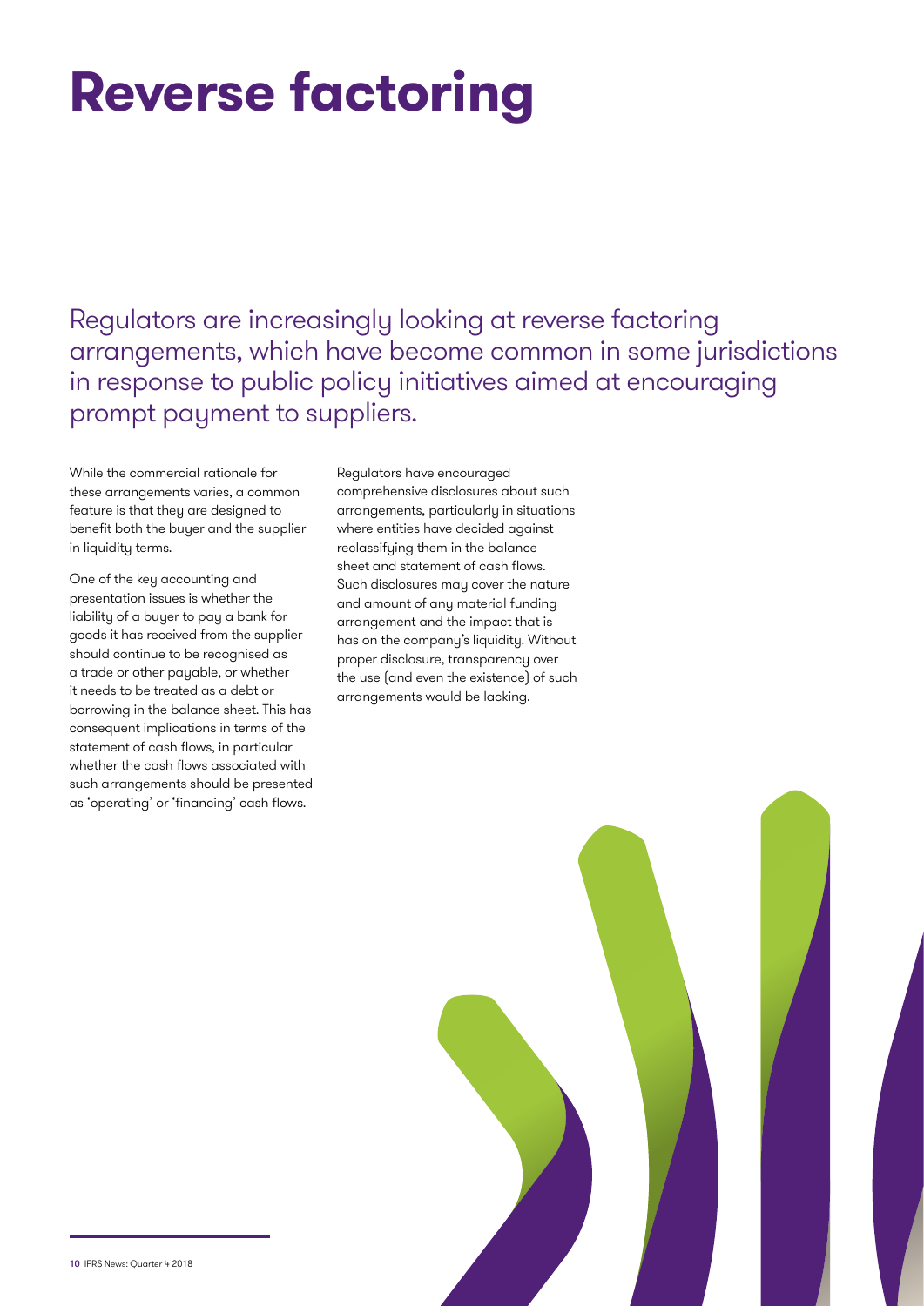# Reverse factoring

Regulators are increasingly looking at reverse factoring arrangements, which have become common in some jurisdictions in response to public policy initiatives aimed at encouraging prompt payment to suppliers.

While the commercial rationale for these arrangements varies, a common feature is that they are designed to benefit both the buyer and the supplier in liquidity terms.

One of the key accounting and presentation issues is whether the liability of a buyer to pay a bank for goods it has received from the supplier should continue to be recognised as a trade or other payable, or whether it needs to be treated as a debt or borrowing in the balance sheet. This has consequent implications in terms of the statement of cash flows, in particular whether the cash flows associated with such arrangements should be presented as 'operating' or 'financing' cash flows.

Regulators have encouraged comprehensive disclosures about such arrangements, particularly in situations where entities have decided against reclassifying them in the balance sheet and statement of cash flows. Such disclosures may cover the nature and amount of any material funding arrangement and the impact that is has on the company's liquidity. Without proper disclosure, transparency over the use (and even the existence) of such arrangements would be lacking.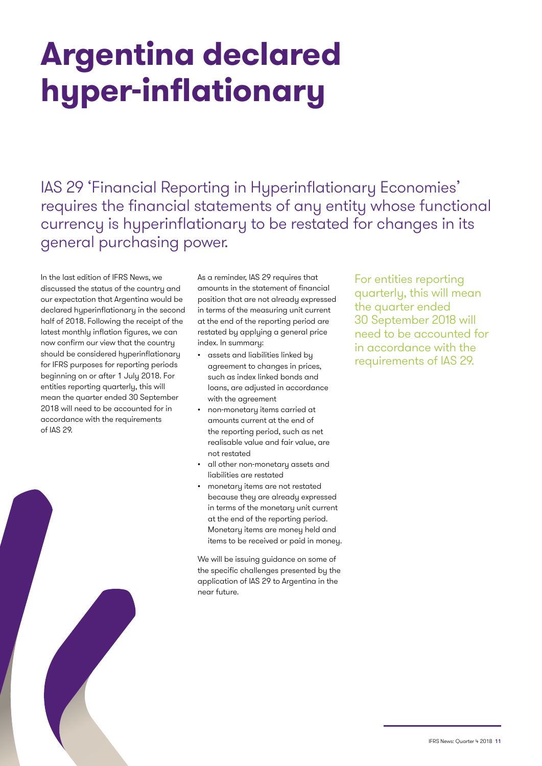# Argentina declared hyper-inflationary

IAS 29 'Financial Reporting in Hyperinflationary Economies' requires the financial statements of any entity whose functional currency is hyperinflationary to be restated for changes in its general purchasing power.

In the last edition of IFRS News, we discussed the status of the country and our expectation that Argentina would be declared hyperinflationary in the second half of 2018. Following the receipt of the latest monthly inflation figures, we can now confirm our view that the country should be considered hyperinflationary for IFRS purposes for reporting periods beginning on or after 1 July 2018. For entities reporting quarterly, this will mean the quarter ended 30 September 2018 will need to be accounted for in accordance with the requirements of IAS 29.

As a reminder, IAS 29 requires that amounts in the statement of financial position that are not already expressed in terms of the measuring unit current at the end of the reporting period are restated by applying a general price index. In summary:

- assets and liabilities linked by agreement to changes in prices, such as index linked bonds and loans, are adjusted in accordance with the agreement
- non-monetary items carried at amounts current at the end of the reporting period, such as net realisable value and fair value, are not restated
- all other non-monetary assets and liabilities are restated
- monetary items are not restated because they are already expressed in terms of the monetary unit current at the end of the reporting period. Monetary items are money held and items to be received or paid in money.

We will be issuing guidance on some of the specific challenges presented by the application of IAS 29 to Argentina in the near future.

For entities reporting quarterly, this will mean the quarter ended 30 September 2018 will need to be accounted for in accordance with the requirements of IAS 29.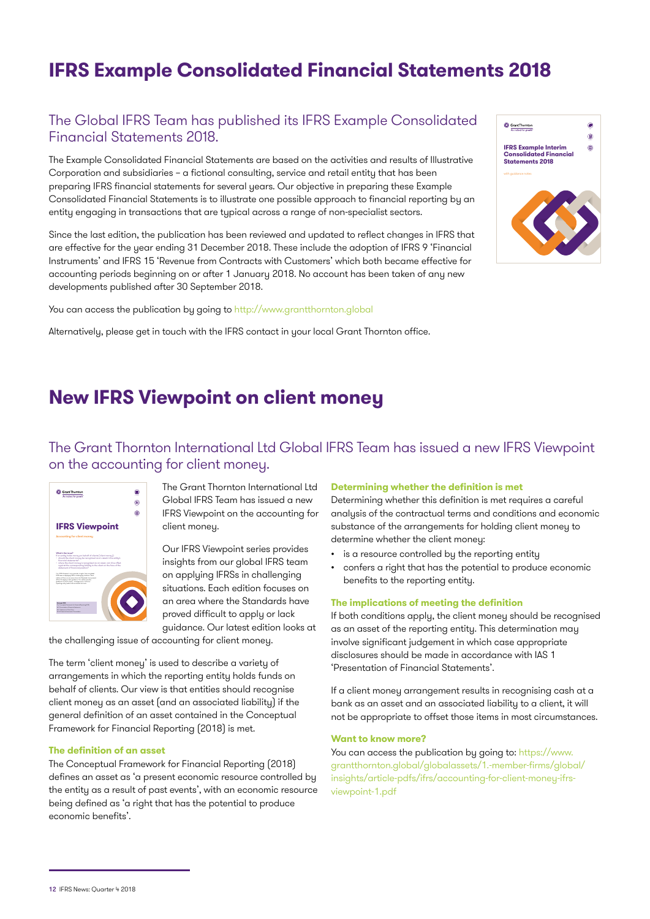# IFRS Example Consolidated Financial Statements 2018

## The Global IFRS Team has published its IFRS Example Consolidated Financial Statements 2018.

The Example Consolidated Financial Statements are based on the activities and results of Illustrative Corporation and subsidiaries – a fictional consulting, service and retail entity that has been preparing IFRS financial statements for several years. Our objective in preparing these Example Consolidated Financial Statements is to illustrate one possible approach to financial reporting by an entity engaging in transactions that are typical across a range of non-specialist sectors.

Since the last edition, the publication has been reviewed and updated to reflect changes in IFRS that are effective for the year ending 31 December 2018. These include the adoption of IFRS 9 'Financial Instruments' and IFRS 15 'Revenue from Contracts with Customers' which both became effective for accounting periods beginning on or after 1 January 2018. No account has been taken of any new developments published after 30 September 2018.

You can access the publication by going to http://www.grantthornton.global

Alternatively, please get in touch with the IFRS contact in your local Grant Thornton office.

# New IFRS Viewpoint on client money

## The Grant Thornton International Ltd Global IFRS Team has issued a new IFRS Viewpoint on the accounting for client money.

The Grant Thornton International Ltd Global IFRS Team has issued a new IFRS Viewpoint on the accounting for client money.

Our IFRS Viewpoint series provides insights from our global IFRS team on applying IFRSs in challenging situations. Each edition focuses on an area where the Standards have proved difficult to apply or lack guidance. Our latest edition looks at the challenging issue of accounting for client money.

The term 'client money' is used to describe a variety of arrangements in which the reporting entity holds funds on behalf of clients. Our view is that entities should recognise client money as an asset (and an associated liability) if the general definition of an asset contained in the Conceptual Framework for Financial Reporting (2018) is met.

### The definition of an asset

The Conceptual Framework for Financial Reporting (2018) defines an asset as 'a present economic resource controlled by the entity as a result of past events', with an economic resource being defined as 'a right that has the potential to produce economic benefits'.

### Determining whether the definition is met

Determining whether this definition is met requires a careful analysis of the contractual terms and conditions and economic substance of the arrangements for holding client money to determine whether the client money:

- is a resource controlled by the reporting entity
- confers a right that has the potential to produce economic benefits to the reporting entity.

### The implications of meeting the definition

If both conditions apply, the client money should be recognised as an asset of the reporting entity. This determination may involve significant judgement in which case appropriate disclosures should be made in accordance with IAS 1 'Presentation of Financial Statements'.

If a client money arrangement results in recognising cash at a bank as an asset and an associated liability to a client, it will not be appropriate to offset those items in most circumstances.

### Want to know more?

You can access the publication by going to: https://www.grantthornton.global/globalassets/1.-member-firms/global/insights/article-pdfs/ifrs/accounting-for-client-money-ifrs-viewpoint-1.pdf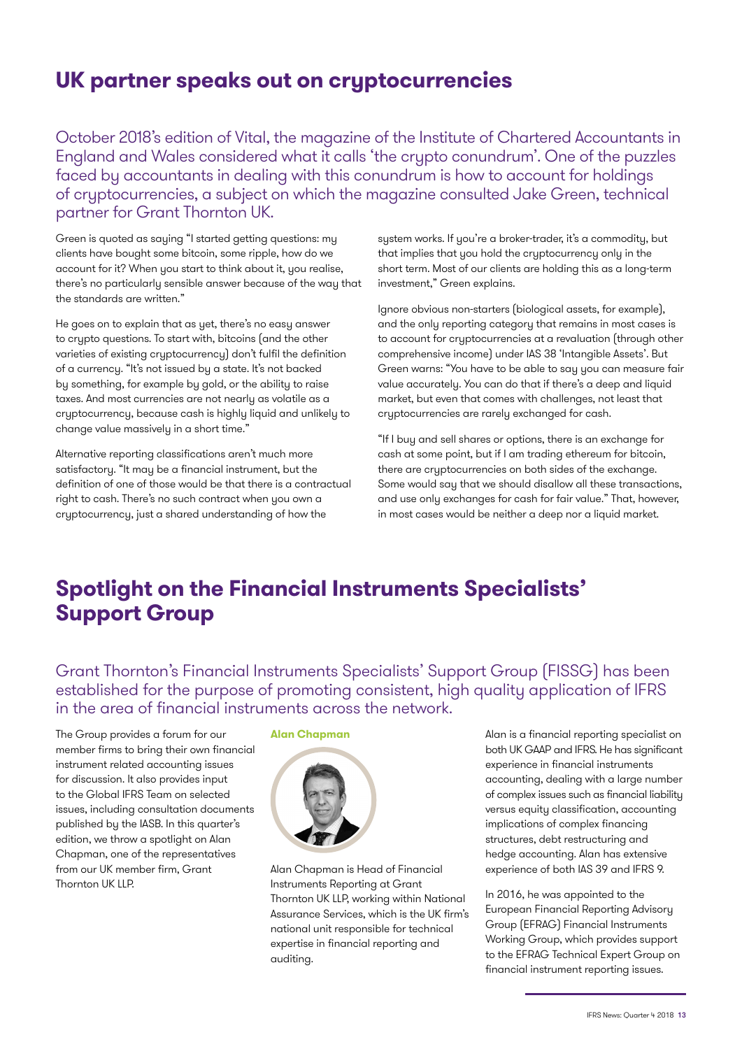## UK partner speaks out on cryptocurrencies

October 2018's edition of Vital, the magazine of the Institute of Chartered Accountants in England and Wales considered what it calls 'the crypto conundrum'. One of the puzzles faced by accountants in dealing with this conundrum is how to account for holdings of cryptocurrencies, a subject on which the magazine consulted Jake Green, technical partner for Grant Thornton UK.

Green is quoted as saying "I started getting questions: my clients have bought some bitcoin, some ripple, how do we account for it? When you start to think about it, you realise, there's no particularly sensible answer because of the way that the standards are written."

He goes on to explain that as yet, there's no easy answer to crypto questions. To start with, bitcoins (and the other varieties of existing cryptocurrency) don't fulfil the definition of a currency. "It's not issued by a state. It's not backed by something, for example by gold, or the ability to raise taxes. And most currencies are not nearly as volatile as a cryptocurrency, because cash is highly liquid and unlikely to change value massively in a short time."

Alternative reporting classifications aren't much more satisfactory. "It may be a financial instrument, but the definition of one of those would be that there is a contractual right to cash. There's no such contract when you own a cryptocurrency, just a shared understanding of how the system works. If you're a broker-trader, it's a commodity, but that implies that you hold the cryptocurrency only in the short term. Most of our clients are holding this as a long-term investment," Green explains.

Ignore obvious non-starters (biological assets, for example), and the only reporting category that remains in most cases is to account for cryptocurrencies at a revaluation (through other comprehensive income) under IAS 38 'Intangible Assets'. But Green warns: "You have to be able to say you can measure fair value accurately. You can do that if there's a deep and liquid market, but even that comes with challenges, not least that cryptocurrencies are rarely exchanged for cash.

"If I buy and sell shares or options, there is an exchange for cash at some point, but if I am trading ethereum for bitcoin, there are cryptocurrencies on both sides of the exchange. Some would say that we should disallow all these transactions, and use only exchanges for cash for fair value." That, however, in most cases would be neither a deep nor a liquid market.

## Spotlight on the Financial Instruments Specialists' Support Group

Grant Thornton's Financial Instruments Specialists' Support Group (FISSG) has been established for the purpose of promoting consistent, high quality application of IFRS in the area of financial instruments across the network.

The Group provides a forum for our member firms to bring their own financial instrument related accounting issues for discussion. It also provides input to the Global IFRS Team on selected issues, including consultation documents published by the IASB. In this quarter's edition, we throw a spotlight on Alan Chapman, one of the representatives from our UK member firm, Grant Thornton UK LLP.

**Alan Chapman**

Alan Chapman is Head of Financial Instruments Reporting at Grant Thornton UK LLP, working within National Assurance Services, which is the UK firm's national unit responsible for technical expertise in financial reporting and auditing.

Alan is a financial reporting specialist on both UK GAAP and IFRS. He has significant experience in financial instruments accounting, dealing with a large number of complex issues such as financial liability versus equity classification, accounting implications of complex financing structures, debt restructuring and hedge accounting. Alan has extensive experience of both IAS 39 and IFRS 9.

In 2016, he was appointed to the European Financial Reporting Advisory Group (EFRAG) Financial Instruments Working Group, which provides support to the EFRAG Technical Expert Group on financial instrument reporting issues.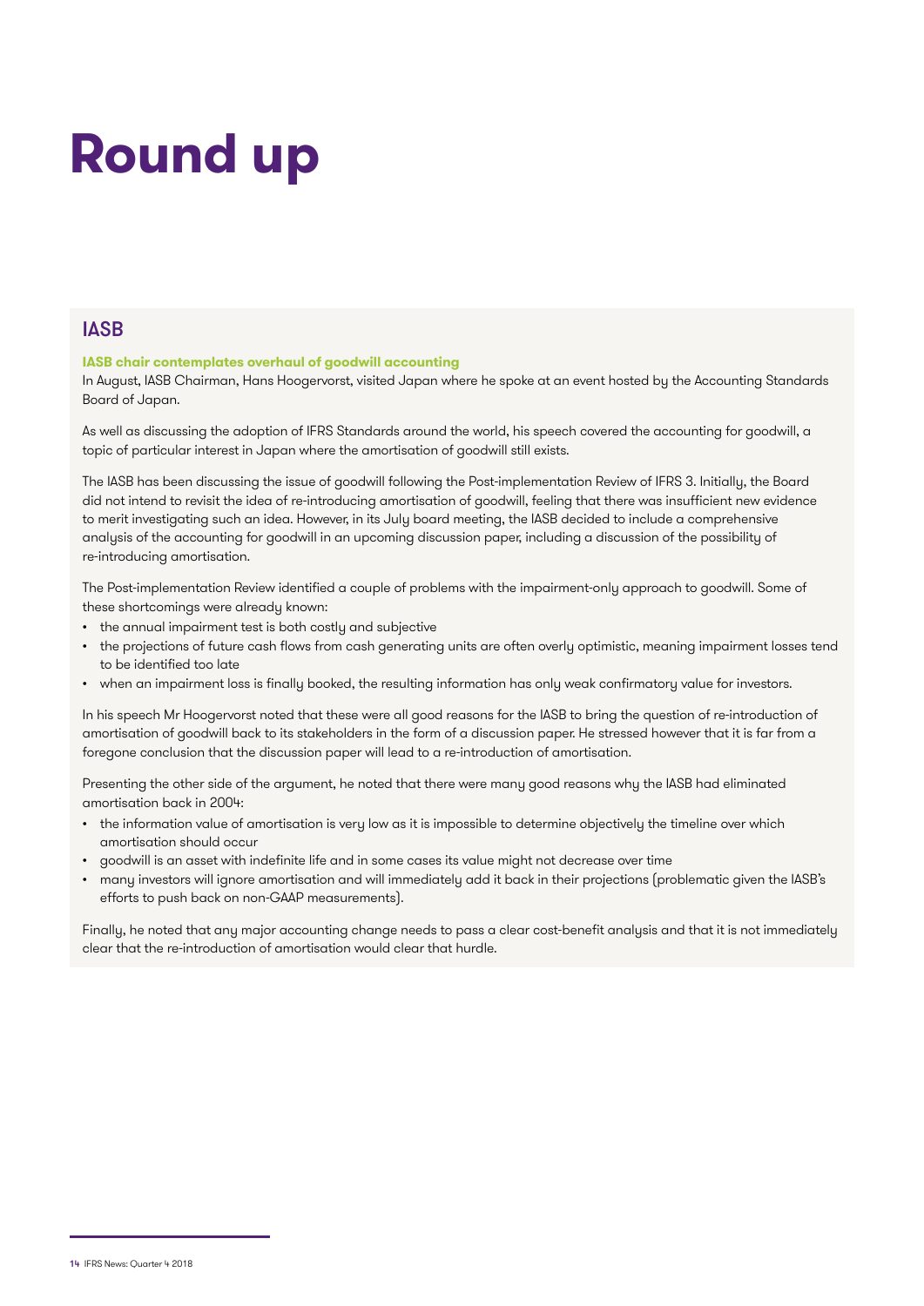# Round up

## IASB

### IASB chair contemplates overhaul of goodwill accounting

In August, IASB Chairman, Hans Hoogervorst, visited Japan where he spoke at an event hosted by the Accounting Standards Board of Japan.

As well as discussing the adoption of IFRS Standards around the world, his speech covered the accounting for goodwill, a topic of particular interest in Japan where the amortisation of goodwill still exists.

The IASB has been discussing the issue of goodwill following the Post-implementation Review of IFRS 3. Initially, the Board did not intend to revisit the idea of re-introducing amortisation of goodwill, feeling that there was insufficient new evidence to merit investigating such an idea. However, in its July board meeting, the IASB decided to include a comprehensive analysis of the accounting for goodwill in an upcoming discussion paper, including a discussion of the possibility of re-introducing amortisation.

The Post-implementation Review identified a couple of problems with the impairment-only approach to goodwill. Some of these shortcomings were already known:

- the annual impairment test is both costly and subjective
- the projections of future cash flows from cash generating units are often overly optimistic, meaning impairment losses tend to be identified too late
- when an impairment loss is finally booked, the resulting information has only weak confirmatory value for investors.

In his speech Mr Hoogervorst noted that these were all good reasons for the IASB to bring the question of re-introduction of amortisation of goodwill back to its stakeholders in the form of a discussion paper. He stressed however that it is far from a foregone conclusion that the discussion paper will lead to a re-introduction of amortisation.

Presenting the other side of the argument, he noted that there were many good reasons why the IASB had eliminated amortisation back in 2004:

- the information value of amortisation is very low as it is impossible to determine objectively the timeline over which amortisation should occur
- goodwill is an asset with indefinite life and in some cases its value might not decrease over time
- many investors will ignore amortisation and will immediately add it back in their projections (problematic given the IASB's efforts to push back on non-GAAP measurements).

Finally, he noted that any major accounting change needs to pass a clear cost-benefit analysis and that it is not immediately clear that the re-introduction of amortisation would clear that hurdle.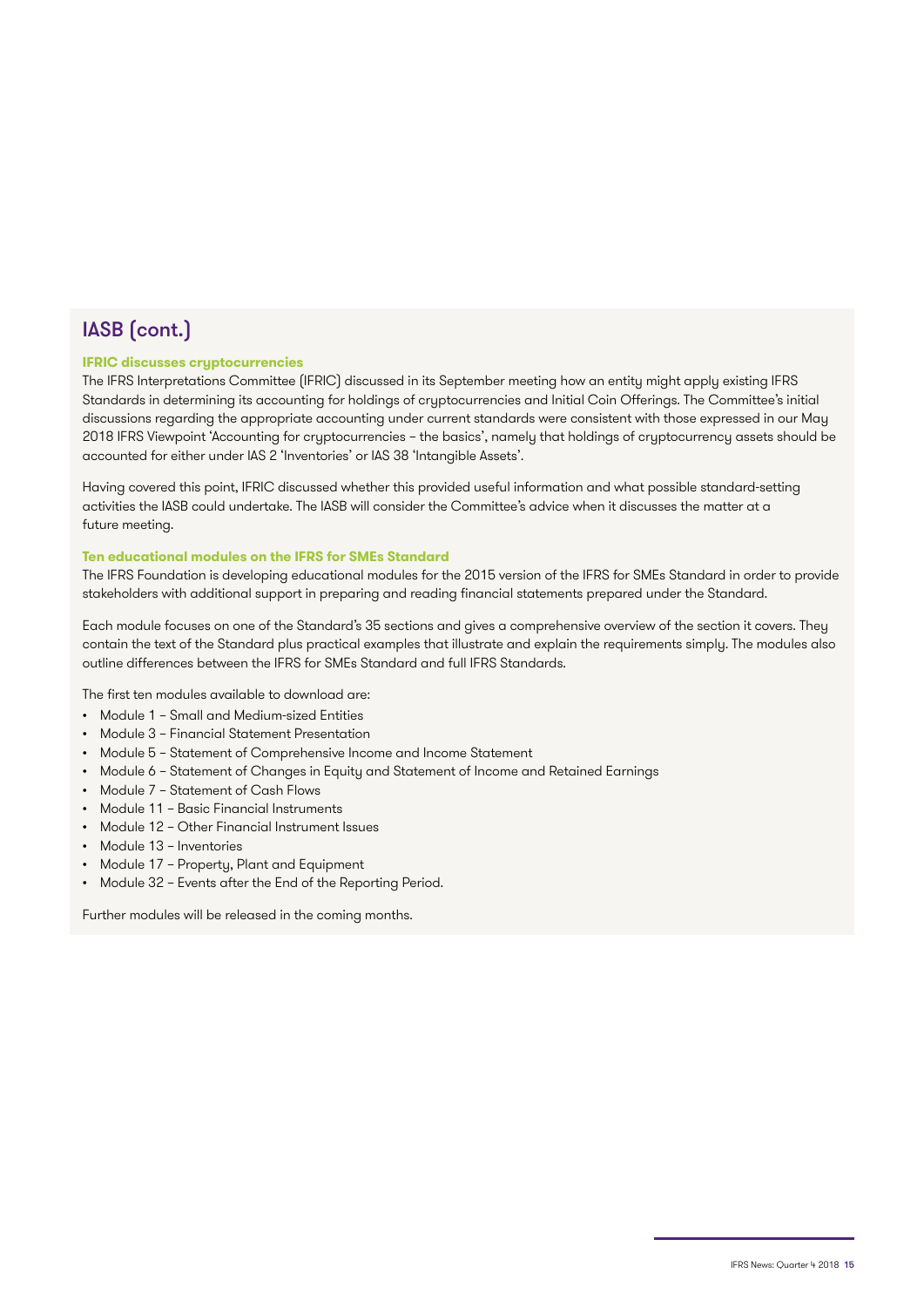## IASB (cont.)

### IFRIC discusses cryptocurrencies

The IFRS Interpretations Committee (IFRIC) discussed in its September meeting how an entity might apply existing IFRS Standards in determining its accounting for holdings of cryptocurrencies and Initial Coin Offerings. The Committee's initial discussions regarding the appropriate accounting under current standards were consistent with those expressed in our May 2018 IFRS Viewpoint 'Accounting for cryptocurrencies – the basics', namely that holdings of cryptocurrency assets should be accounted for either under IAS 2 'Inventories' or IAS 38 'Intangible Assets'.

Having covered this point, IFRIC discussed whether this provided useful information and what possible standard-setting activities the IASB could undertake. The IASB will consider the Committee's advice when it discusses the matter at a future meeting.

### Ten educational modules on the IFRS for SMEs Standard

The IFRS Foundation is developing educational modules for the 2015 version of the IFRS for SMEs Standard in order to provide stakeholders with additional support in preparing and reading financial statements prepared under the Standard.

Each module focuses on one of the Standard's 35 sections and gives a comprehensive overview of the section it covers. They contain the text of the Standard plus practical examples that illustrate and explain the requirements simply. The modules also outline differences between the IFRS for SMEs Standard and full IFRS Standards.

The first ten modules available to download are:

- Module 1 – Small and Medium-sized Entities
- Module 3 – Financial Statement Presentation
- Module 5 – Statement of Comprehensive Income and Income Statement
- Module 6 – Statement of Changes in Equity and Statement of Income and Retained Earnings
- Module 7 – Statement of Cash Flows
- Module 11 – Basic Financial Instruments
- Module 12 – Other Financial Instrument Issues
- Module 13 – Inventories
- Module 17 – Property, Plant and Equipment
- Module 32 – Events after the End of the Reporting Period.

Further modules will be released in the coming months.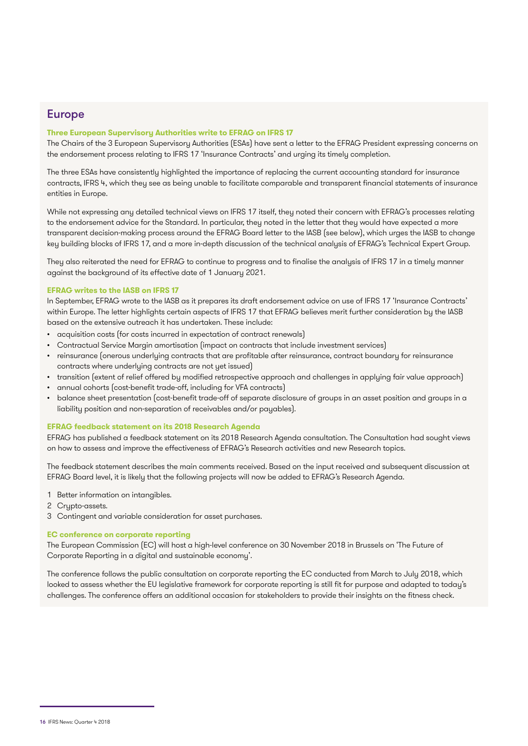## Europe

### Three European Supervisory Authorities write to EFRAG on IFRS 17

The Chairs of the 3 European Supervisory Authorities (ESAs) have sent a letter to the EFRAG President expressing concerns on the endorsement process relating to IFRS 17 'Insurance Contracts' and urging its timely completion.

The three ESAs have consistently highlighted the importance of replacing the current accounting standard for insurance contracts, IFRS 4, which they see as being unable to facilitate comparable and transparent financial statements of insurance entities in Europe.

While not expressing any detailed technical views on IFRS 17 itself, they noted their concern with EFRAG's processes relating to the endorsement advice for the Standard. In particular, they noted in the letter that they would have expected a more transparent decision-making process around the EFRAG Board letter to the IASB (see below), which urges the IASB to change key building blocks of IFRS 17, and a more in-depth discussion of the technical analysis of EFRAG's Technical Expert Group.

They also reiterated the need for EFRAG to continue to progress and to finalise the analysis of IFRS 17 in a timely manner against the background of its effective date of 1 January 2021.

### EFRAG writes to the IASB on IFRS 17

In September, EFRAG wrote to the IASB as it prepares its draft endorsement advice on use of IFRS 17 'Insurance Contracts' within Europe. The letter highlights certain aspects of IFRS 17 that EFRAG believes merit further consideration by the IASB based on the extensive outreach it has undertaken. These include:

- acquisition costs (for costs incurred in expectation of contract renewals)
- Contractual Service Margin amortisation (impact on contracts that include investment services)
- reinsurance (onerous underlying contracts that are profitable after reinsurance, contract boundary for reinsurance contracts where underlying contracts are not yet issued)
- transition (extent of relief offered by modified retrospective approach and challenges in applying fair value approach)
- annual cohorts (cost-benefit trade-off, including for VFA contracts)
- balance sheet presentation (cost-benefit trade-off of separate disclosure of groups in an asset position and groups in a liability position and non-separation of receivables and/or payables).

### EFRAG feedback statement on its 2018 Research Agenda

EFRAG has published a feedback statement on its 2018 Research Agenda consultation. The Consultation had sought views on how to assess and improve the effectiveness of EFRAG's Research activities and new Research topics.

The feedback statement describes the main comments received. Based on the input received and subsequent discussion at EFRAG Board level, it is likely that the following projects will now be added to EFRAG's Research Agenda.

1. Better information on intangibles.
2. Crypto-assets.
3. Contingent and variable consideration for asset purchases.

### EC conference on corporate reporting

The European Commission (EC) will host a high-level conference on 30 November 2018 in Brussels on 'The Future of Corporate Reporting in a digital and sustainable economy'.

The conference follows the public consultation on corporate reporting the EC conducted from March to July 2018, which looked to assess whether the EU legislative framework for corporate reporting is still fit for purpose and adapted to today's challenges. The conference offers an additional occasion for stakeholders to provide their insights on the fitness check.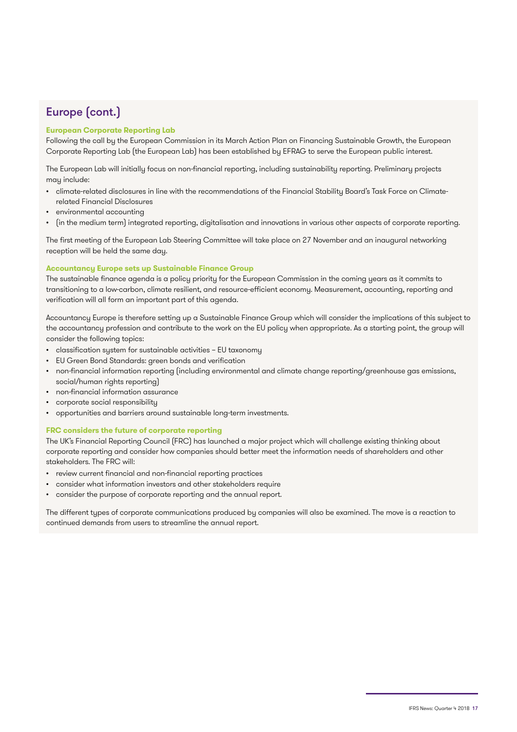## Europe (cont.)

### European Corporate Reporting Lab

Following the call by the European Commission in its March Action Plan on Financing Sustainable Growth, the European Corporate Reporting Lab (the European Lab) has been established by EFRAG to serve the European public interest.

The European Lab will initially focus on non-financial reporting, including sustainability reporting. Preliminary projects may include:

- climate-related disclosures in line with the recommendations of the Financial Stability Board's Task Force on Climate-related Financial Disclosures
- environmental accounting
- (in the medium term) integrated reporting, digitalisation and innovations in various other aspects of corporate reporting.

The first meeting of the European Lab Steering Committee will take place on 27 November and an inaugural networking reception will be held the same day.

### Accountancy Europe sets up Sustainable Finance Group

The sustainable finance agenda is a policy priority for the European Commission in the coming years as it commits to transitioning to a low-carbon, climate resilient, and resource-efficient economy. Measurement, accounting, reporting and verification will all form an important part of this agenda.

Accountancy Europe is therefore setting up a Sustainable Finance Group which will consider the implications of this subject to the accountancy profession and contribute to the work on the EU policy when appropriate. As a starting point, the group will consider the following topics:

- classification system for sustainable activities – EU taxonomy
- EU Green Bond Standards: green bonds and verification
- non-financial information reporting (including environmental and climate change reporting/greenhouse gas emissions, social/human rights reporting)
- non-financial information assurance
- corporate social responsibility
- opportunities and barriers around sustainable long-term investments.

### FRC considers the future of corporate reporting

The UK's Financial Reporting Council (FRC) has launched a major project which will challenge existing thinking about corporate reporting and consider how companies should better meet the information needs of shareholders and other stakeholders. The FRC will:

- review current financial and non-financial reporting practices
- consider what information investors and other stakeholders require
- consider the purpose of corporate reporting and the annual report.

The different types of corporate communications produced by companies will also be examined. The move is a reaction to continued demands from users to streamline the annual report.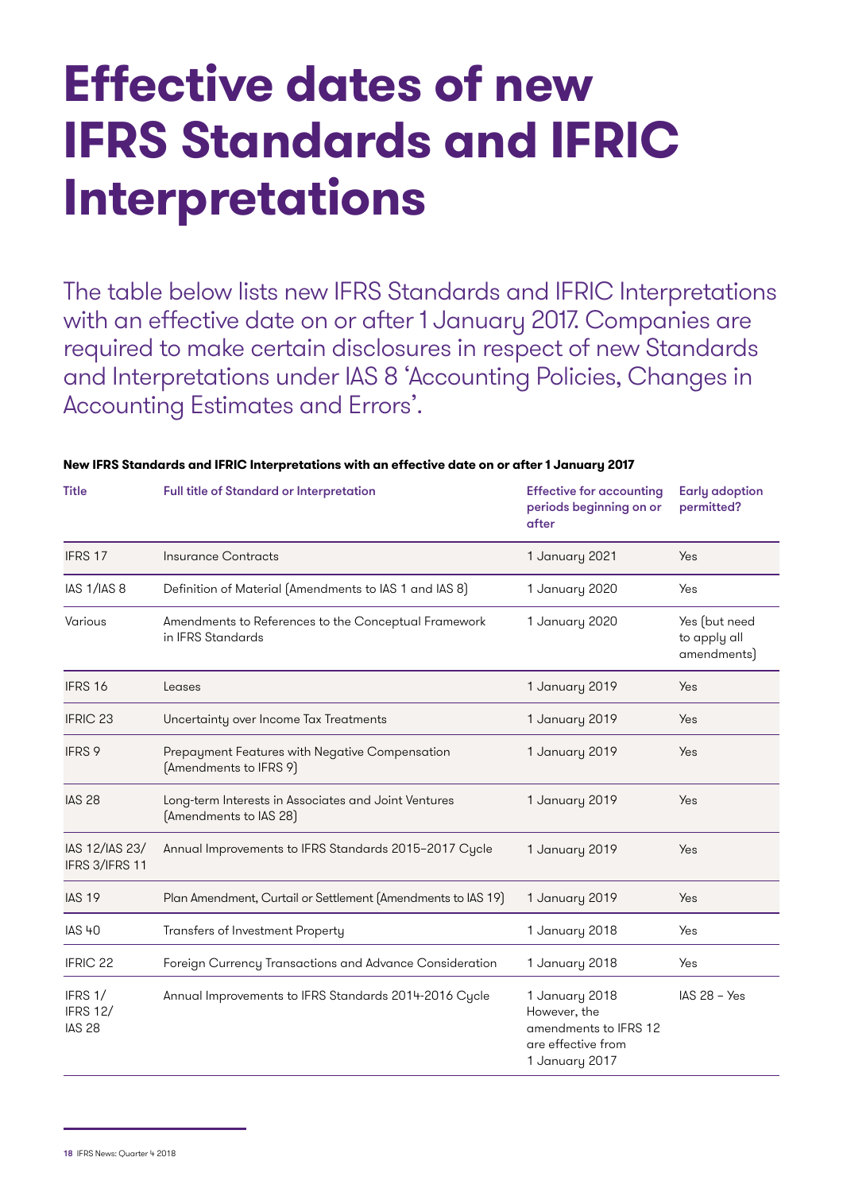# Effective dates of new IFRS Standards and IFRIC Interpretations

The table below lists new IFRS Standards and IFRIC Interpretations with an effective date on or after 1 January 2017. Companies are required to make certain disclosures in respect of new Standards and Interpretations under IAS 8 'Accounting Policies, Changes in Accounting Estimates and Errors'.

**New IFRS Standards and IFRIC Interpretations with an effective date on or after 1 January 2017**

| Title | Full title of Standard or Interpretation | Effective for accounting periods beginning on or after | Early adoption permitted? |
|---|---|---|---|
| IFRS 17 | Insurance Contracts | 1 January 2021 | Yes |
| IAS 1/IAS 8 | Definition of Material (Amendments to IAS 1 and IAS 8) | 1 January 2020 | Yes |
| Various | Amendments to References to the Conceptual Framework in IFRS Standards | 1 January 2020 | Yes (but need to apply all amendments) |
| IFRS 16 | Leases | 1 January 2019 | Yes |
| IFRIC 23 | Uncertainty over Income Tax Treatments | 1 January 2019 | Yes |
| IFRS 9 | Prepayment Features with Negative Compensation (Amendments to IFRS 9) | 1 January 2019 | Yes |
| IAS 28 | Long-term Interests in Associates and Joint Ventures (Amendments to IAS 28) | 1 January 2019 | Yes |
| IAS 12/IAS 23/ IFRS 3/IFRS 11 | Annual Improvements to IFRS Standards 2015–2017 Cycle | 1 January 2019 | Yes |
| IAS 19 | Plan Amendment, Curtail or Settlement (Amendments to IAS 19) | 1 January 2019 | Yes |
| IAS 40 | Transfers of Investment Property | 1 January 2018 | Yes |
| IFRIC 22 | Foreign Currency Transactions and Advance Consideration | 1 January 2018 | Yes |
| IFRS 1/ IFRS 12/ IAS 28 | Annual Improvements to IFRS Standards 2014-2016 Cycle | 1 January 2018 However, the amendments to IFRS 12 are effective from 1 January 2017 | IAS 28 – Yes |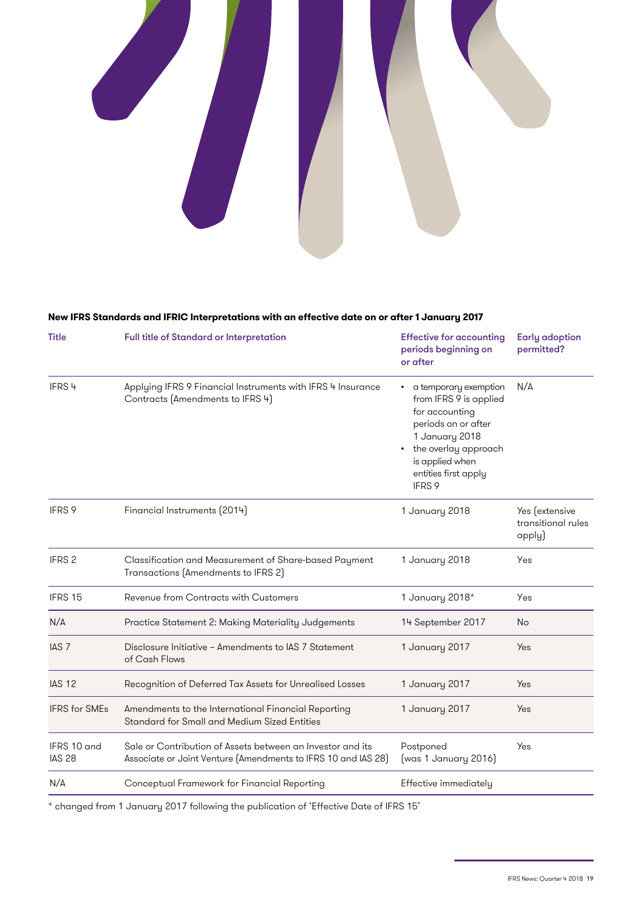**New IFRS Standards and IFRIC Interpretations with an effective date on or after 1 January 2017**

| Title | Full title of Standard or Interpretation | Effective for accounting periods beginning on or after | Early adoption permitted? |
|---|---|---|---|
| IFRS 4 | Applying IFRS 9 Financial Instruments with IFRS 4 Insurance Contracts (Amendments to IFRS 4) | • a temporary exemption from IFRS 9 is applied for accounting periods on or after 1 January 2018<br>• the overlay approach is applied when entities first apply IFRS 9 | N/A |
| IFRS 9 | Financial Instruments (2014) | 1 January 2018 | Yes (extensive transitional rules apply) |
| IFRS 2 | Classification and Measurement of Share-based Payment Transactions (Amendments to IFRS 2) | 1 January 2018 | Yes |
| IFRS 15 | Revenue from Contracts with Customers | 1 January 2018* | Yes |
| N/A | Practice Statement 2: Making Materiality Judgements | 14 September 2017 | No |
| IAS 7 | Disclosure Initiative – Amendments to IAS 7 Statement of Cash Flows | 1 January 2017 | Yes |
| IAS 12 | Recognition of Deferred Tax Assets for Unrealised Losses | 1 January 2017 | Yes |
| IFRS for SMEs | Amendments to the International Financial Reporting Standard for Small and Medium Sized Entities | 1 January 2017 | Yes |
| IFRS 10 and IAS 28 | Sale or Contribution of Assets between an Investor and its Associate or Joint Venture (Amendments to IFRS 10 and IAS 28) | Postponed (was 1 January 2016) | Yes |
| N/A | Conceptual Framework for Financial Reporting | Effective immediately | |

* changed from 1 January 2017 following the publication of 'Effective Date of IFRS 15'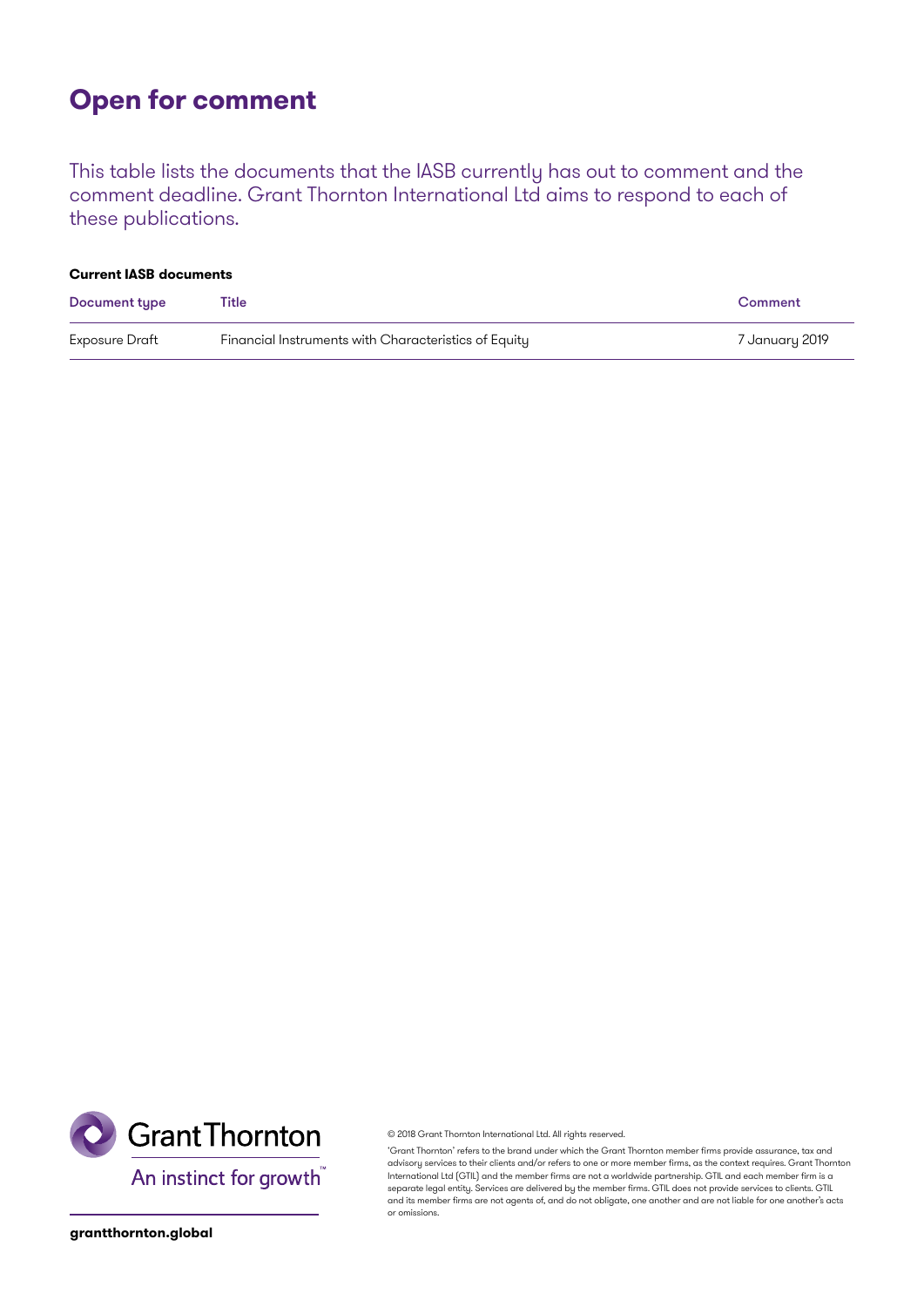# Open for comment

This table lists the documents that the IASB currently has out to comment and the comment deadline. Grant Thornton International Ltd aims to respond to each of these publications.

**Current IASB documents**

| Document type | Title | Comment |
|---|---|---|
| Exposure Draft | Financial Instruments with Characteristics of Equity | 7 January 2019 |

Grant Thornton
An instinct for growth™

**grantthornton.global**

© 2018 Grant Thornton International Ltd. All rights reserved.

'Grant Thornton' refers to the brand under which the Grant Thornton member firms provide assurance, tax and advisory services to their clients and/or refers to one or more member firms, as the context requires. Grant Thornton International Ltd (GTIL) and the member firms are not a worldwide partnership. GTIL and each member firm is a separate legal entity. Services are delivered by the member firms. GTIL does not provide services to clients. GTIL and its member firms are not agents of, and do not obligate, one another and are not liable for one another's acts or omissions.